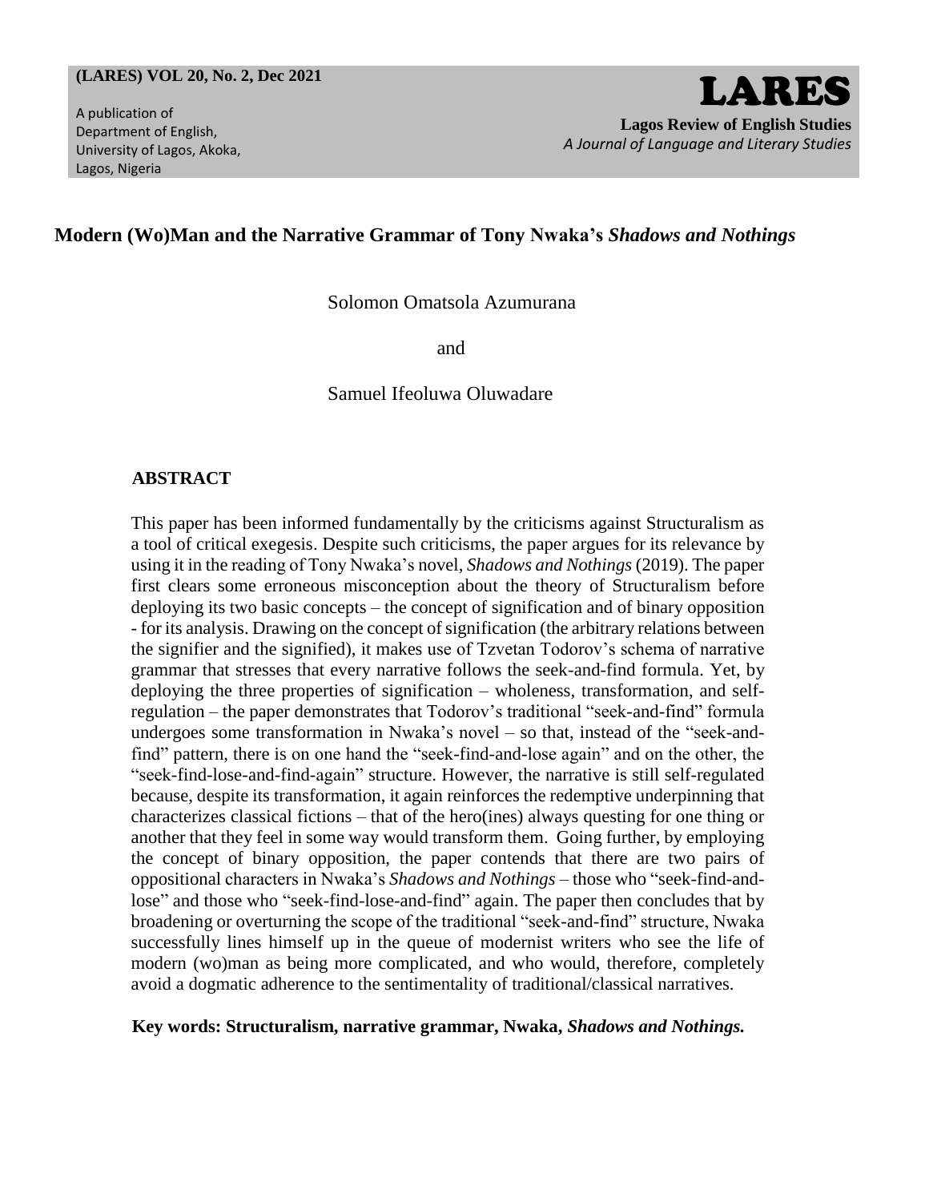# Modern (Wo)Man and the Narrative Grammar of Tony Nwaka's *Shadows and Nothings*

Solomon Omatsola Azumurana

and

Samuel Ifeoluwa Oluwadare

## ABSTRACT

This paper has been informed fundamentally by the criticisms against Structuralism as a tool of critical exegesis. Despite such criticisms, the paper argues for its relevance by using it in the reading of Tony Nwaka's novel, *Shadows and Nothings* (2019). The paper first clears some erroneous misconception about the theory of Structuralism before deploying its two basic concepts – the concept of signification and of binary opposition - for its analysis. Drawing on the concept of signification (the arbitrary relations between the signifier and the signified), it makes use of Tzvetan Todorov's schema of narrative grammar that stresses that every narrative follows the seek-and-find formula. Yet, by deploying the three properties of signification – wholeness, transformation, and self-regulation – the paper demonstrates that Todorov's traditional "seek-and-find" formula undergoes some transformation in Nwaka's novel – so that, instead of the "seek-and-find" pattern, there is on one hand the "seek-find-and-lose again" and on the other, the "seek-find-lose-and-find-again" structure. However, the narrative is still self-regulated because, despite its transformation, it again reinforces the redemptive underpinning that characterizes classical fictions – that of the hero(ines) always questing for one thing or another that they feel in some way would transform them. Going further, by employing the concept of binary opposition, the paper contends that there are two pairs of oppositional characters in Nwaka's *Shadows and Nothings* – those who "seek-find-and-lose" and those who "seek-find-lose-and-find" again. The paper then concludes that by broadening or overturning the scope of the traditional "seek-and-find" structure, Nwaka successfully lines himself up in the queue of modernist writers who see the life of modern (wo)man as being more complicated, and who would, therefore, completely avoid a dogmatic adherence to the sentimentality of traditional/classical narratives.

**Key words: Structuralism, narrative grammar, Nwaka, *Shadows and Nothings.***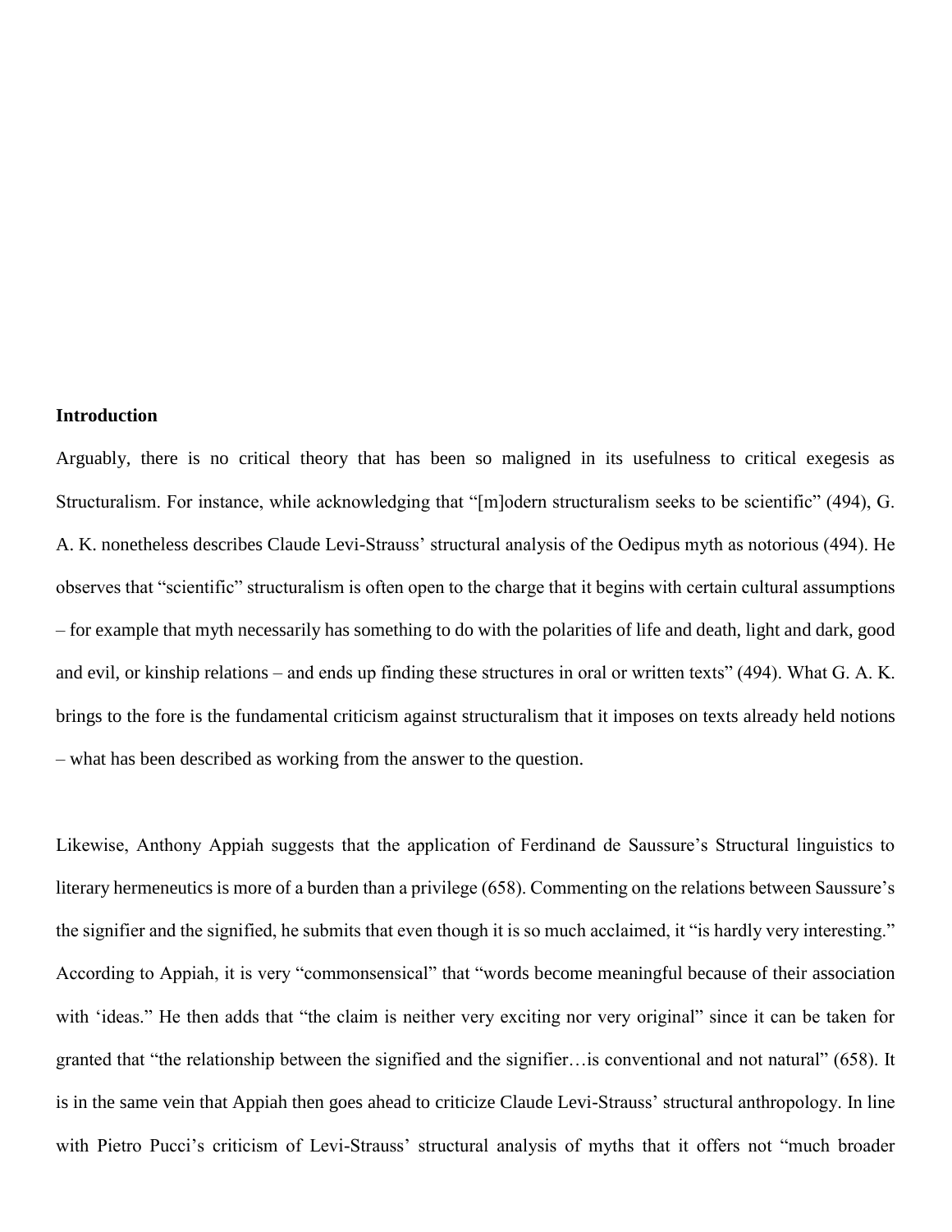## Introduction

Arguably, there is no critical theory that has been so maligned in its usefulness to critical exegesis as Structuralism. For instance, while acknowledging that "[m]odern structuralism seeks to be scientific" (494), G. A. K. nonetheless describes Claude Levi-Strauss' structural analysis of the Oedipus myth as notorious (494). He observes that "scientific" structuralism is often open to the charge that it begins with certain cultural assumptions – for example that myth necessarily has something to do with the polarities of life and death, light and dark, good and evil, or kinship relations – and ends up finding these structures in oral or written texts" (494). What G. A. K. brings to the fore is the fundamental criticism against structuralism that it imposes on texts already held notions – what has been described as working from the answer to the question.

Likewise, Anthony Appiah suggests that the application of Ferdinand de Saussure's Structural linguistics to literary hermeneutics is more of a burden than a privilege (658). Commenting on the relations between Saussure's the signifier and the signified, he submits that even though it is so much acclaimed, it "is hardly very interesting." According to Appiah, it is very "commonsensical" that "words become meaningful because of their association with 'ideas." He then adds that "the claim is neither very exciting nor very original" since it can be taken for granted that "the relationship between the signified and the signifier…is conventional and not natural" (658). It is in the same vein that Appiah then goes ahead to criticize Claude Levi-Strauss' structural anthropology. In line with Pietro Pucci's criticism of Levi-Strauss' structural analysis of myths that it offers not "much broader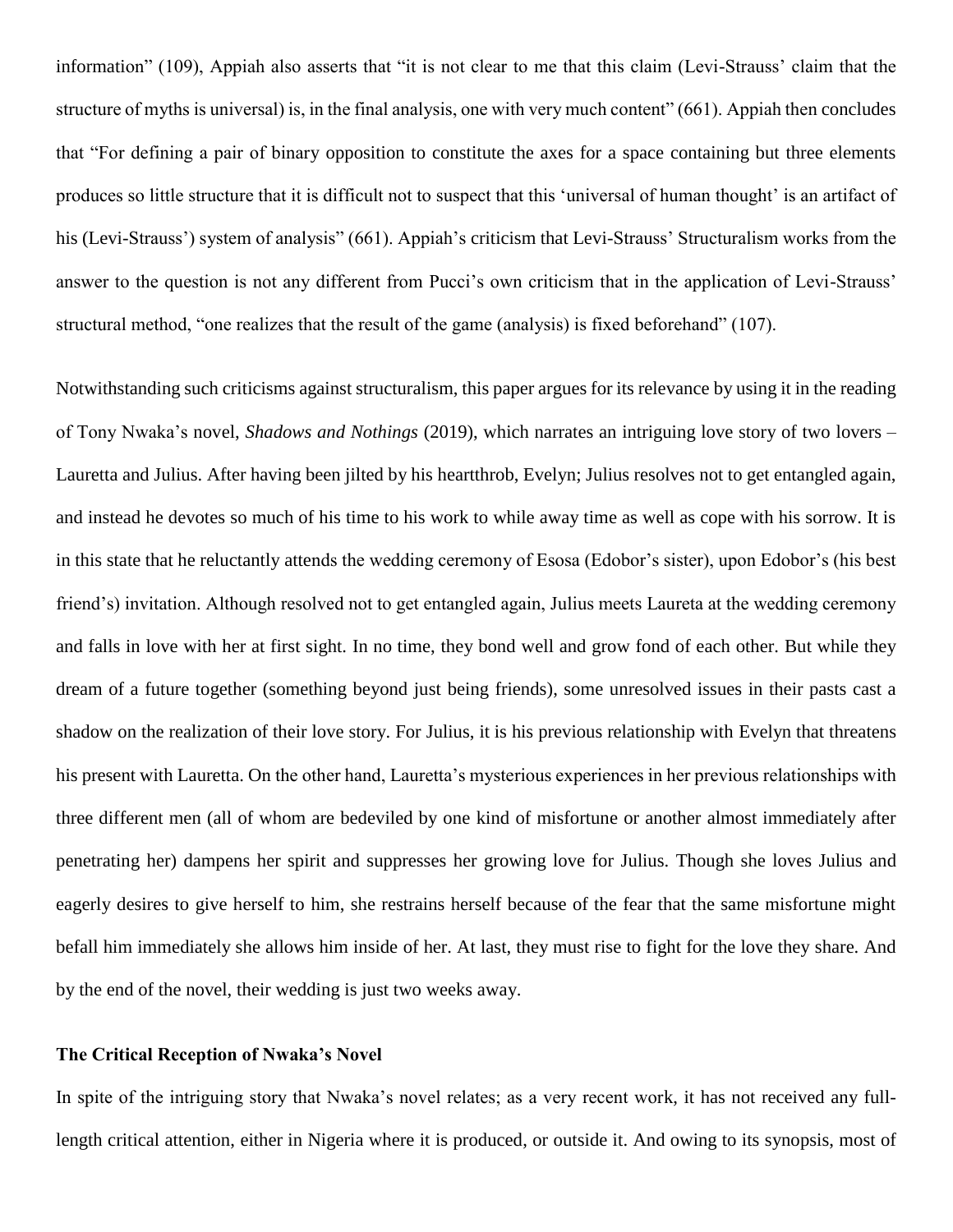information" (109), Appiah also asserts that "it is not clear to me that this claim (Levi-Strauss' claim that the structure of myths is universal) is, in the final analysis, one with very much content" (661). Appiah then concludes that "For defining a pair of binary opposition to constitute the axes for a space containing but three elements produces so little structure that it is difficult not to suspect that this 'universal of human thought' is an artifact of his (Levi-Strauss') system of analysis" (661). Appiah's criticism that Levi-Strauss' Structuralism works from the answer to the question is not any different from Pucci's own criticism that in the application of Levi-Strauss' structural method, "one realizes that the result of the game (analysis) is fixed beforehand" (107).

Notwithstanding such criticisms against structuralism, this paper argues for its relevance by using it in the reading of Tony Nwaka's novel, *Shadows and Nothings* (2019), which narrates an intriguing love story of two lovers – Lauretta and Julius. After having been jilted by his heartthrob, Evelyn; Julius resolves not to get entangled again, and instead he devotes so much of his time to his work to while away time as well as cope with his sorrow. It is in this state that he reluctantly attends the wedding ceremony of Esosa (Edobor's sister), upon Edobor's (his best friend's) invitation. Although resolved not to get entangled again, Julius meets Laureta at the wedding ceremony and falls in love with her at first sight. In no time, they bond well and grow fond of each other. But while they dream of a future together (something beyond just being friends), some unresolved issues in their pasts cast a shadow on the realization of their love story. For Julius, it is his previous relationship with Evelyn that threatens his present with Lauretta. On the other hand, Lauretta's mysterious experiences in her previous relationships with three different men (all of whom are bedeviled by one kind of misfortune or another almost immediately after penetrating her) dampens her spirit and suppresses her growing love for Julius. Though she loves Julius and eagerly desires to give herself to him, she restrains herself because of the fear that the same misfortune might befall him immediately she allows him inside of her. At last, they must rise to fight for the love they share. And by the end of the novel, their wedding is just two weeks away.

**The Critical Reception of Nwaka's Novel**

In spite of the intriguing story that Nwaka's novel relates; as a very recent work, it has not received any full-length critical attention, either in Nigeria where it is produced, or outside it. And owing to its synopsis, most of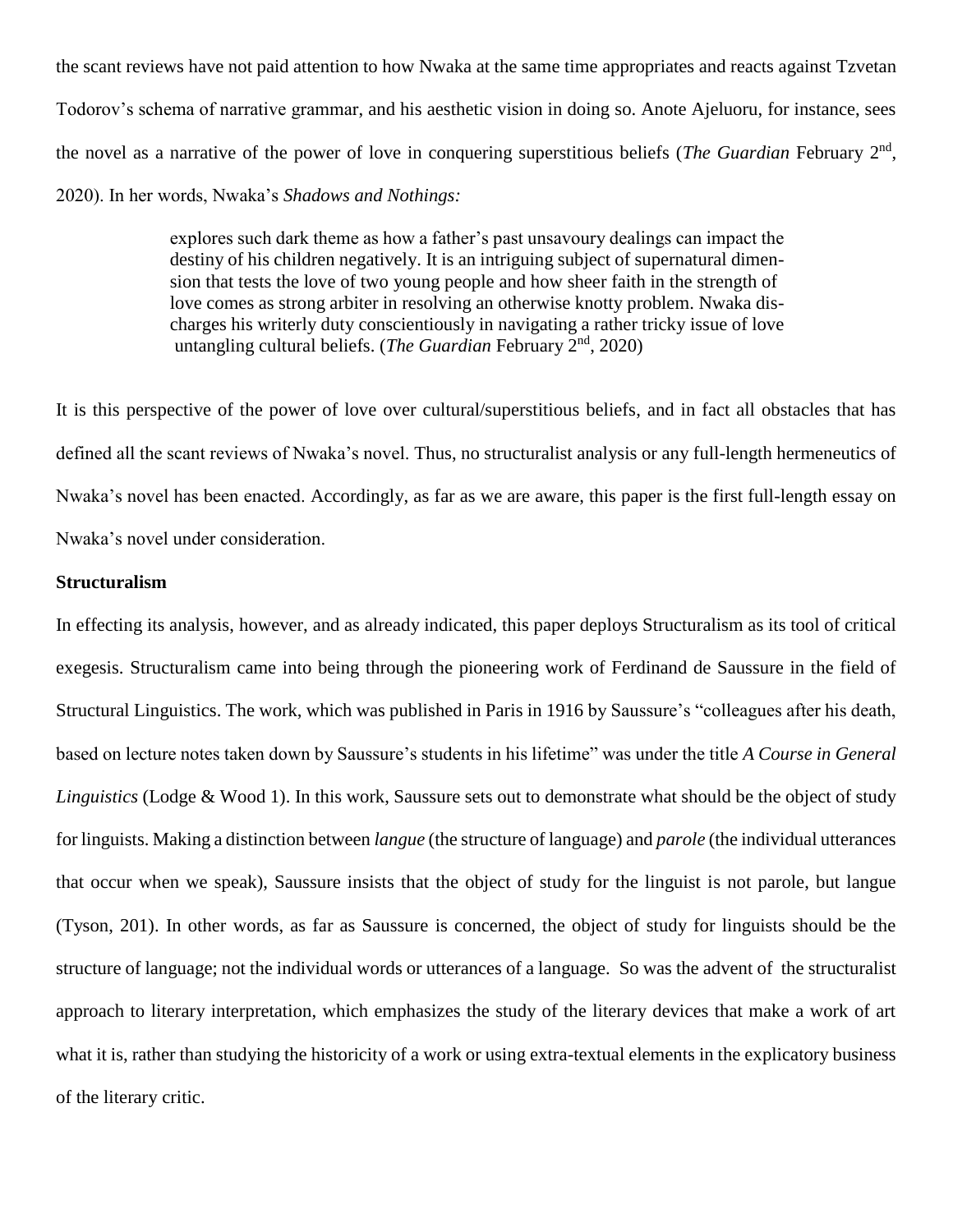the scant reviews have not paid attention to how Nwaka at the same time appropriates and reacts against Tzvetan Todorov's schema of narrative grammar, and his aesthetic vision in doing so. Anote Ajeluoru, for instance, sees the novel as a narrative of the power of love in conquering superstitious beliefs (*The Guardian* February 2nd, 2020). In her words, Nwaka's *Shadows and Nothings:*

> explores such dark theme as how a father's past unsavoury dealings can impact the destiny of his children negatively. It is an intriguing subject of supernatural dimension that tests the love of two young people and how sheer faith in the strength of love comes as strong arbiter in resolving an otherwise knotty problem. Nwaka discharges his writerly duty conscientiously in navigating a rather tricky issue of love untangling cultural beliefs. (*The Guardian* February 2nd, 2020)

It is this perspective of the power of love over cultural/superstitious beliefs, and in fact all obstacles that has defined all the scant reviews of Nwaka's novel. Thus, no structuralist analysis or any full-length hermeneutics of Nwaka's novel has been enacted. Accordingly, as far as we are aware, this paper is the first full-length essay on Nwaka's novel under consideration.

**Structuralism**

In effecting its analysis, however, and as already indicated, this paper deploys Structuralism as its tool of critical exegesis. Structuralism came into being through the pioneering work of Ferdinand de Saussure in the field of Structural Linguistics. The work, which was published in Paris in 1916 by Saussure's "colleagues after his death, based on lecture notes taken down by Saussure's students in his lifetime" was under the title *A Course in General Linguistics* (Lodge & Wood 1). In this work, Saussure sets out to demonstrate what should be the object of study for linguists. Making a distinction between *langue* (the structure of language) and *parole* (the individual utterances that occur when we speak), Saussure insists that the object of study for the linguist is not parole, but langue (Tyson, 201). In other words, as far as Saussure is concerned, the object of study for linguists should be the structure of language; not the individual words or utterances of a language. So was the advent of the structuralist approach to literary interpretation, which emphasizes the study of the literary devices that make a work of art what it is, rather than studying the historicity of a work or using extra-textual elements in the explicatory business of the literary critic.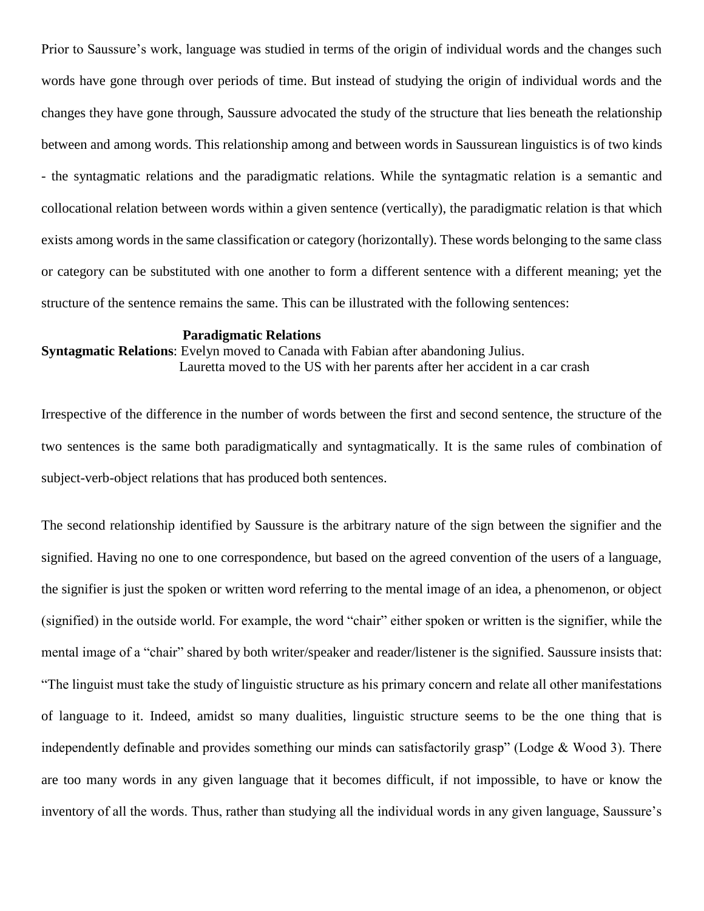Prior to Saussure's work, language was studied in terms of the origin of individual words and the changes such words have gone through over periods of time. But instead of studying the origin of individual words and the changes they have gone through, Saussure advocated the study of the structure that lies beneath the relationship between and among words. This relationship among and between words in Saussurean linguistics is of two kinds - the syntagmatic relations and the paradigmatic relations. While the syntagmatic relation is a semantic and collocational relation between words within a given sentence (vertically), the paradigmatic relation is that which exists among words in the same classification or category (horizontally). These words belonging to the same class or category can be substituted with one another to form a different sentence with a different meaning; yet the structure of the sentence remains the same. This can be illustrated with the following sentences:

**Paradigmatic Relations**

**Syntagmatic Relations**: Evelyn moved to Canada with Fabian after abandoning Julius.
Lauretta moved to the US with her parents after her accident in a car crash

Irrespective of the difference in the number of words between the first and second sentence, the structure of the two sentences is the same both paradigmatically and syntagmatically. It is the same rules of combination of subject-verb-object relations that has produced both sentences.

The second relationship identified by Saussure is the arbitrary nature of the sign between the signifier and the signified. Having no one to one correspondence, but based on the agreed convention of the users of a language, the signifier is just the spoken or written word referring to the mental image of an idea, a phenomenon, or object (signified) in the outside world. For example, the word "chair" either spoken or written is the signifier, while the mental image of a "chair" shared by both writer/speaker and reader/listener is the signified. Saussure insists that: "The linguist must take the study of linguistic structure as his primary concern and relate all other manifestations of language to it. Indeed, amidst so many dualities, linguistic structure seems to be the one thing that is independently definable and provides something our minds can satisfactorily grasp" (Lodge & Wood 3). There are too many words in any given language that it becomes difficult, if not impossible, to have or know the inventory of all the words. Thus, rather than studying all the individual words in any given language, Saussure's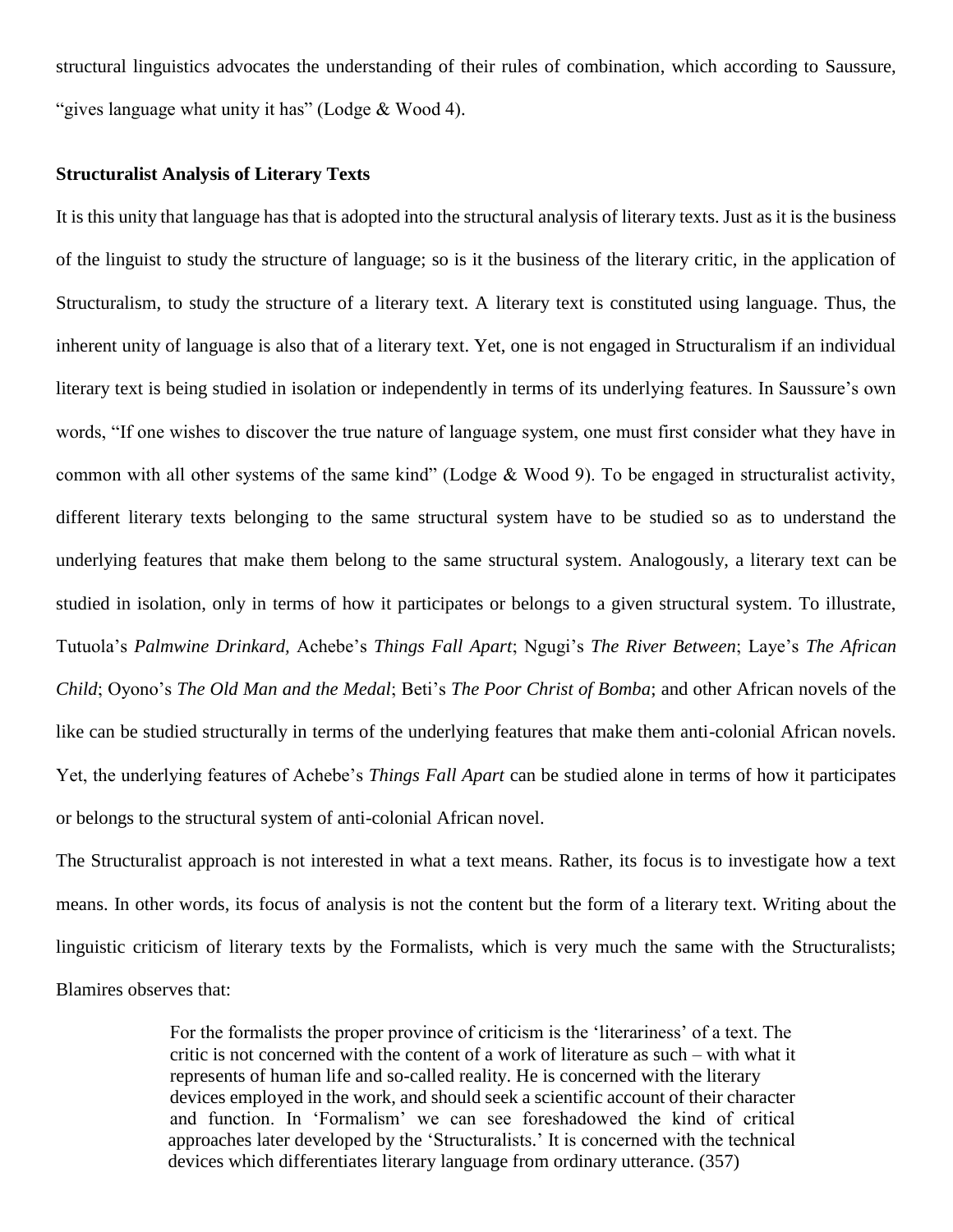structural linguistics advocates the understanding of their rules of combination, which according to Saussure, "gives language what unity it has" (Lodge & Wood 4).

### Structuralist Analysis of Literary Texts

It is this unity that language has that is adopted into the structural analysis of literary texts. Just as it is the business of the linguist to study the structure of language; so is it the business of the literary critic, in the application of Structuralism, to study the structure of a literary text. A literary text is constituted using language. Thus, the inherent unity of language is also that of a literary text. Yet, one is not engaged in Structuralism if an individual literary text is being studied in isolation or independently in terms of its underlying features. In Saussure's own words, "If one wishes to discover the true nature of language system, one must first consider what they have in common with all other systems of the same kind" (Lodge & Wood 9). To be engaged in structuralist activity, different literary texts belonging to the same structural system have to be studied so as to understand the underlying features that make them belong to the same structural system. Analogously, a literary text can be studied in isolation, only in terms of how it participates or belongs to a given structural system. To illustrate, Tutuola's *Palmwine Drinkard*, Achebe's *Things Fall Apart*; Ngugi's *The River Between*; Laye's *The African Child*; Oyono's *The Old Man and the Medal*; Beti's *The Poor Christ of Bomba*; and other African novels of the like can be studied structurally in terms of the underlying features that make them anti-colonial African novels. Yet, the underlying features of Achebe's *Things Fall Apart* can be studied alone in terms of how it participates or belongs to the structural system of anti-colonial African novel.

The Structuralist approach is not interested in what a text means. Rather, its focus is to investigate how a text means. In other words, its focus of analysis is not the content but the form of a literary text. Writing about the linguistic criticism of literary texts by the Formalists, which is very much the same with the Structuralists; Blamires observes that:

> For the formalists the proper province of criticism is the 'literariness' of a text. The critic is not concerned with the content of a work of literature as such – with what it represents of human life and so-called reality. He is concerned with the literary devices employed in the work, and should seek a scientific account of their character and function. In 'Formalism' we can see foreshadowed the kind of critical approaches later developed by the 'Structuralists.' It is concerned with the technical devices which differentiates literary language from ordinary utterance. (357)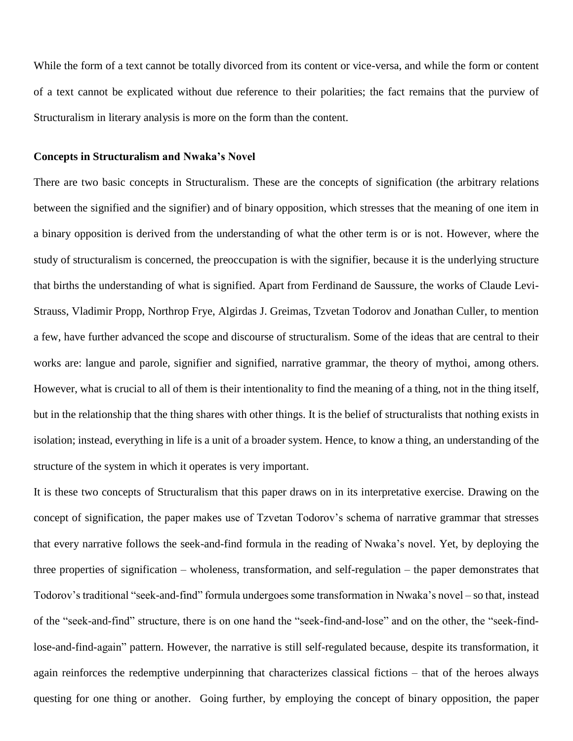While the form of a text cannot be totally divorced from its content or vice-versa, and while the form or content of a text cannot be explicated without due reference to their polarities; the fact remains that the purview of Structuralism in literary analysis is more on the form than the content.

**Concepts in Structuralism and Nwaka's Novel**

There are two basic concepts in Structuralism. These are the concepts of signification (the arbitrary relations between the signified and the signifier) and of binary opposition, which stresses that the meaning of one item in a binary opposition is derived from the understanding of what the other term is or is not. However, where the study of structuralism is concerned, the preoccupation is with the signifier, because it is the underlying structure that births the understanding of what is signified. Apart from Ferdinand de Saussure, the works of Claude Levi-Strauss, Vladimir Propp, Northrop Frye, Algirdas J. Greimas, Tzvetan Todorov and Jonathan Culler, to mention a few, have further advanced the scope and discourse of structuralism. Some of the ideas that are central to their works are: langue and parole, signifier and signified, narrative grammar, the theory of mythoi, among others. However, what is crucial to all of them is their intentionality to find the meaning of a thing, not in the thing itself, but in the relationship that the thing shares with other things. It is the belief of structuralists that nothing exists in isolation; instead, everything in life is a unit of a broader system. Hence, to know a thing, an understanding of the structure of the system in which it operates is very important.

It is these two concepts of Structuralism that this paper draws on in its interpretative exercise. Drawing on the concept of signification, the paper makes use of Tzvetan Todorov's schema of narrative grammar that stresses that every narrative follows the seek-and-find formula in the reading of Nwaka's novel. Yet, by deploying the three properties of signification – wholeness, transformation, and self-regulation – the paper demonstrates that Todorov's traditional "seek-and-find" formula undergoes some transformation in Nwaka's novel – so that, instead of the "seek-and-find" structure, there is on one hand the "seek-find-and-lose" and on the other, the "seek-find-lose-and-find-again" pattern. However, the narrative is still self-regulated because, despite its transformation, it again reinforces the redemptive underpinning that characterizes classical fictions – that of the heroes always questing for one thing or another. Going further, by employing the concept of binary opposition, the paper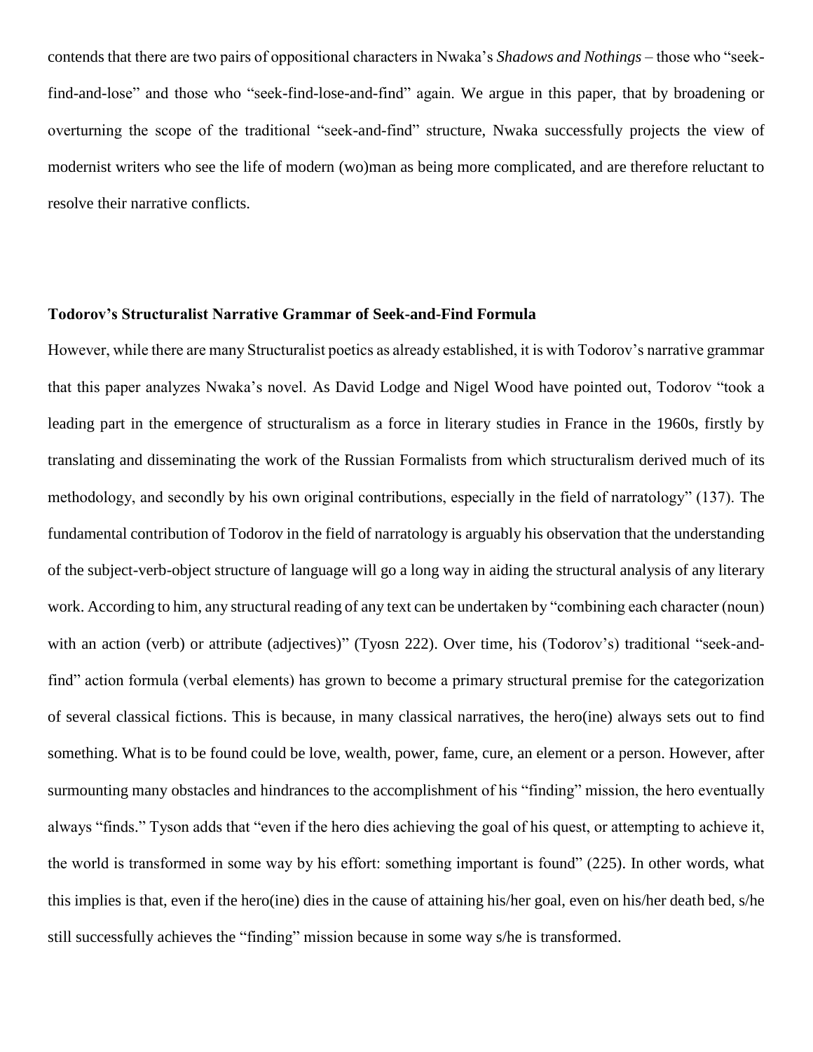contends that there are two pairs of oppositional characters in Nwaka's *Shadows and Nothings* – those who "seek-find-and-lose" and those who "seek-find-lose-and-find" again. We argue in this paper, that by broadening or overturning the scope of the traditional "seek-and-find" structure, Nwaka successfully projects the view of modernist writers who see the life of modern (wo)man as being more complicated, and are therefore reluctant to resolve their narrative conflicts.

**Todorov's Structuralist Narrative Grammar of Seek-and-Find Formula**

However, while there are many Structuralist poetics as already established, it is with Todorov's narrative grammar that this paper analyzes Nwaka's novel. As David Lodge and Nigel Wood have pointed out, Todorov "took a leading part in the emergence of structuralism as a force in literary studies in France in the 1960s, firstly by translating and disseminating the work of the Russian Formalists from which structuralism derived much of its methodology, and secondly by his own original contributions, especially in the field of narratology" (137). The fundamental contribution of Todorov in the field of narratology is arguably his observation that the understanding of the subject-verb-object structure of language will go a long way in aiding the structural analysis of any literary work. According to him, any structural reading of any text can be undertaken by "combining each character (noun) with an action (verb) or attribute (adjectives)" (Tyosn 222). Over time, his (Todorov's) traditional "seek-and-find" action formula (verbal elements) has grown to become a primary structural premise for the categorization of several classical fictions. This is because, in many classical narratives, the hero(ine) always sets out to find something. What is to be found could be love, wealth, power, fame, cure, an element or a person. However, after surmounting many obstacles and hindrances to the accomplishment of his "finding" mission, the hero eventually always "finds." Tyson adds that "even if the hero dies achieving the goal of his quest, or attempting to achieve it, the world is transformed in some way by his effort: something important is found" (225). In other words, what this implies is that, even if the hero(ine) dies in the cause of attaining his/her goal, even on his/her death bed, s/he still successfully achieves the "finding" mission because in some way s/he is transformed.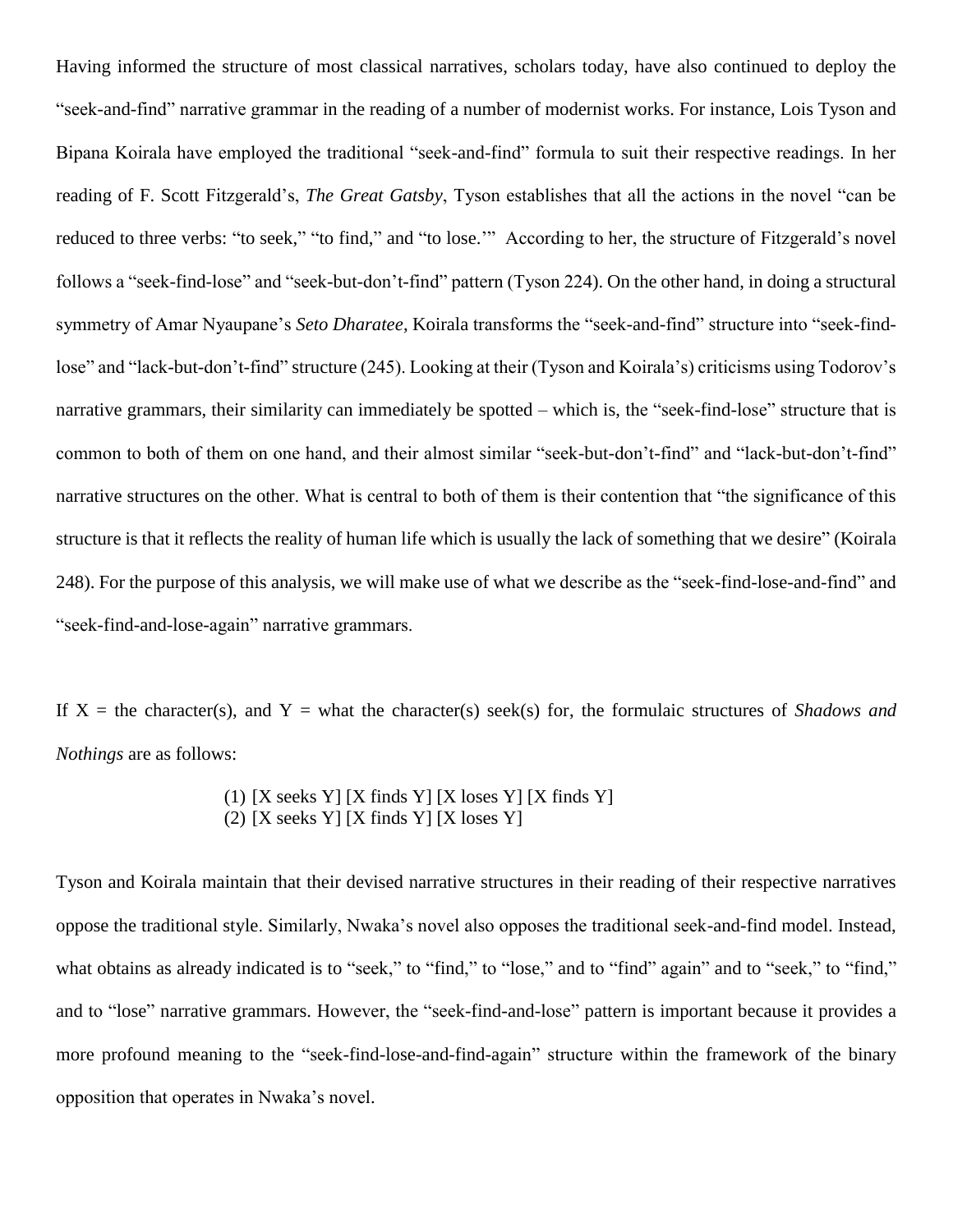Having informed the structure of most classical narratives, scholars today, have also continued to deploy the "seek-and-find" narrative grammar in the reading of a number of modernist works. For instance, Lois Tyson and Bipana Koirala have employed the traditional "seek-and-find" formula to suit their respective readings. In her reading of F. Scott Fitzgerald's, *The Great Gatsby*, Tyson establishes that all the actions in the novel "can be reduced to three verbs: "to seek," "to find," and "to lose."' According to her, the structure of Fitzgerald's novel follows a "seek-find-lose" and "seek-but-don't-find" pattern (Tyson 224). On the other hand, in doing a structural symmetry of Amar Nyaupane's *Seto Dharatee*, Koirala transforms the "seek-and-find" structure into "seek-find-lose" and "lack-but-don't-find" structure (245). Looking at their (Tyson and Koirala's) criticisms using Todorov's narrative grammars, their similarity can immediately be spotted – which is, the "seek-find-lose" structure that is common to both of them on one hand, and their almost similar "seek-but-don't-find" and "lack-but-don't-find" narrative structures on the other. What is central to both of them is their contention that "the significance of this structure is that it reflects the reality of human life which is usually the lack of something that we desire" (Koirala 248). For the purpose of this analysis, we will make use of what we describe as the "seek-find-lose-and-find" and "seek-find-and-lose-again" narrative grammars.

If X = the character(s), and Y = what the character(s) seek(s) for, the formulaic structures of *Shadows and Nothings* are as follows:

(1) [X seeks Y] [X finds Y] [X loses Y] [X finds Y]
(2) [X seeks Y] [X finds Y] [X loses Y]

Tyson and Koirala maintain that their devised narrative structures in their reading of their respective narratives oppose the traditional style. Similarly, Nwaka's novel also opposes the traditional seek-and-find model. Instead, what obtains as already indicated is to "seek," to "find," to "lose," and to "find" again" and to "seek," to "find," and to "lose" narrative grammars. However, the "seek-find-and-lose" pattern is important because it provides a more profound meaning to the "seek-find-lose-and-find-again" structure within the framework of the binary opposition that operates in Nwaka's novel.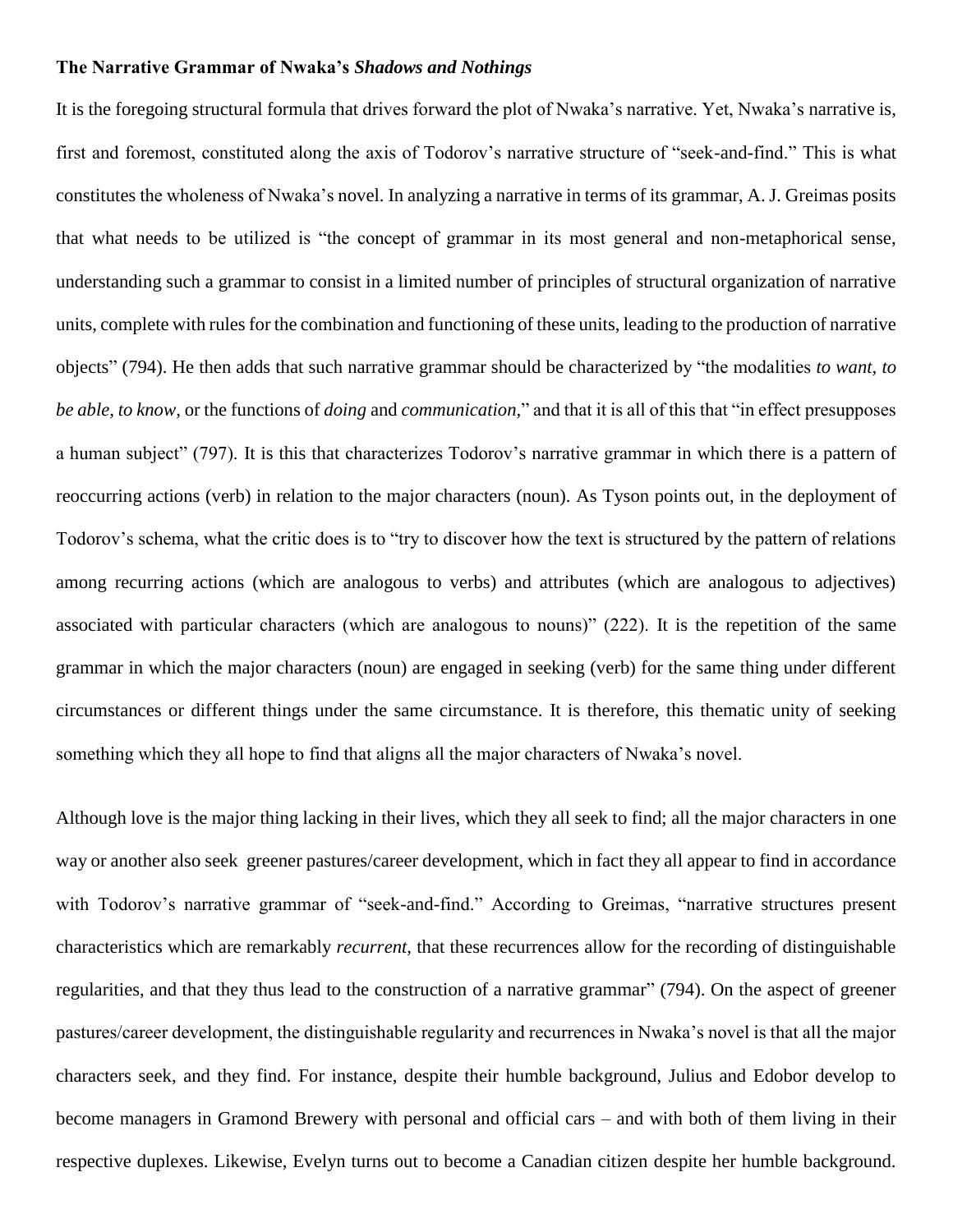**The Narrative Grammar of Nwaka's *Shadows and Nothings***

It is the foregoing structural formula that drives forward the plot of Nwaka's narrative. Yet, Nwaka's narrative is, first and foremost, constituted along the axis of Todorov's narrative structure of "seek-and-find." This is what constitutes the wholeness of Nwaka's novel. In analyzing a narrative in terms of its grammar, A. J. Greimas posits that what needs to be utilized is "the concept of grammar in its most general and non-metaphorical sense, understanding such a grammar to consist in a limited number of principles of structural organization of narrative units, complete with rules for the combination and functioning of these units, leading to the production of narrative objects" (794). He then adds that such narrative grammar should be characterized by "the modalities *to want, to be able, to know,* or the functions of *doing* and *communication,*" and that it is all of this that "in effect presupposes a human subject" (797). It is this that characterizes Todorov's narrative grammar in which there is a pattern of reoccurring actions (verb) in relation to the major characters (noun). As Tyson points out, in the deployment of Todorov's schema, what the critic does is to "try to discover how the text is structured by the pattern of relations among recurring actions (which are analogous to verbs) and attributes (which are analogous to adjectives) associated with particular characters (which are analogous to nouns)" (222). It is the repetition of the same grammar in which the major characters (noun) are engaged in seeking (verb) for the same thing under different circumstances or different things under the same circumstance. It is therefore, this thematic unity of seeking something which they all hope to find that aligns all the major characters of Nwaka's novel.

Although love is the major thing lacking in their lives, which they all seek to find; all the major characters in one way or another also seek greener pastures/career development, which in fact they all appear to find in accordance with Todorov's narrative grammar of "seek-and-find." According to Greimas, "narrative structures present characteristics which are remarkably *recurrent,* that these recurrences allow for the recording of distinguishable regularities, and that they thus lead to the construction of a narrative grammar" (794). On the aspect of greener pastures/career development, the distinguishable regularity and recurrences in Nwaka's novel is that all the major characters seek, and they find. For instance, despite their humble background, Julius and Edobor develop to become managers in Gramond Brewery with personal and official cars – and with both of them living in their respective duplexes. Likewise, Evelyn turns out to become a Canadian citizen despite her humble background.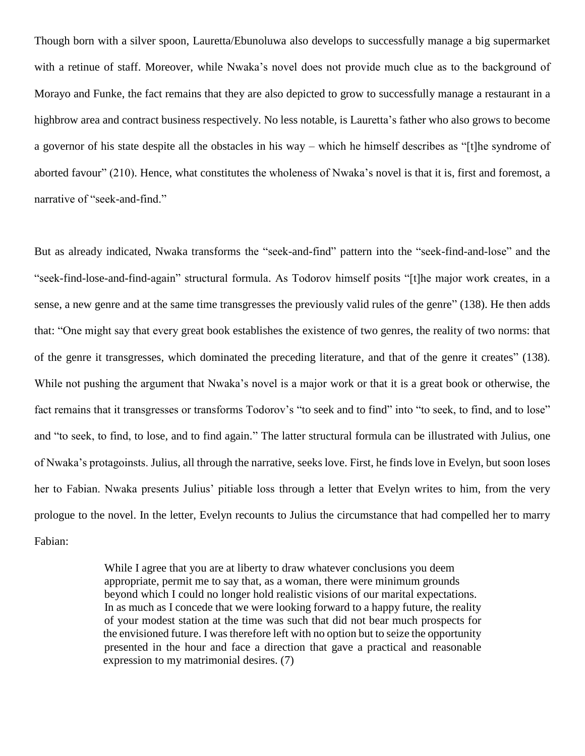Though born with a silver spoon, Lauretta/Ebunoluwa also develops to successfully manage a big supermarket with a retinue of staff. Moreover, while Nwaka's novel does not provide much clue as to the background of Morayo and Funke, the fact remains that they are also depicted to grow to successfully manage a restaurant in a highbrow area and contract business respectively. No less notable, is Lauretta's father who also grows to become a governor of his state despite all the obstacles in his way – which he himself describes as "[t]he syndrome of aborted favour" (210). Hence, what constitutes the wholeness of Nwaka's novel is that it is, first and foremost, a narrative of "seek-and-find."

But as already indicated, Nwaka transforms the "seek-and-find" pattern into the "seek-find-and-lose" and the "seek-find-lose-and-find-again" structural formula. As Todorov himself posits "[t]he major work creates, in a sense, a new genre and at the same time transgresses the previously valid rules of the genre" (138). He then adds that: "One might say that every great book establishes the existence of two genres, the reality of two norms: that of the genre it transgresses, which dominated the preceding literature, and that of the genre it creates" (138). While not pushing the argument that Nwaka's novel is a major work or that it is a great book or otherwise, the fact remains that it transgresses or transforms Todorov's "to seek and to find" into "to seek, to find, and to lose" and "to seek, to find, to lose, and to find again." The latter structural formula can be illustrated with Julius, one of Nwaka's protagoinsts. Julius, all through the narrative, seeks love. First, he finds love in Evelyn, but soon loses her to Fabian. Nwaka presents Julius' pitiable loss through a letter that Evelyn writes to him, from the very prologue to the novel. In the letter, Evelyn recounts to Julius the circumstance that had compelled her to marry Fabian:

> While I agree that you are at liberty to draw whatever conclusions you deem appropriate, permit me to say that, as a woman, there were minimum grounds beyond which I could no longer hold realistic visions of our marital expectations. In as much as I concede that we were looking forward to a happy future, the reality of your modest station at the time was such that did not bear much prospects for the envisioned future. I was therefore left with no option but to seize the opportunity presented in the hour and face a direction that gave a practical and reasonable expression to my matrimonial desires. (7)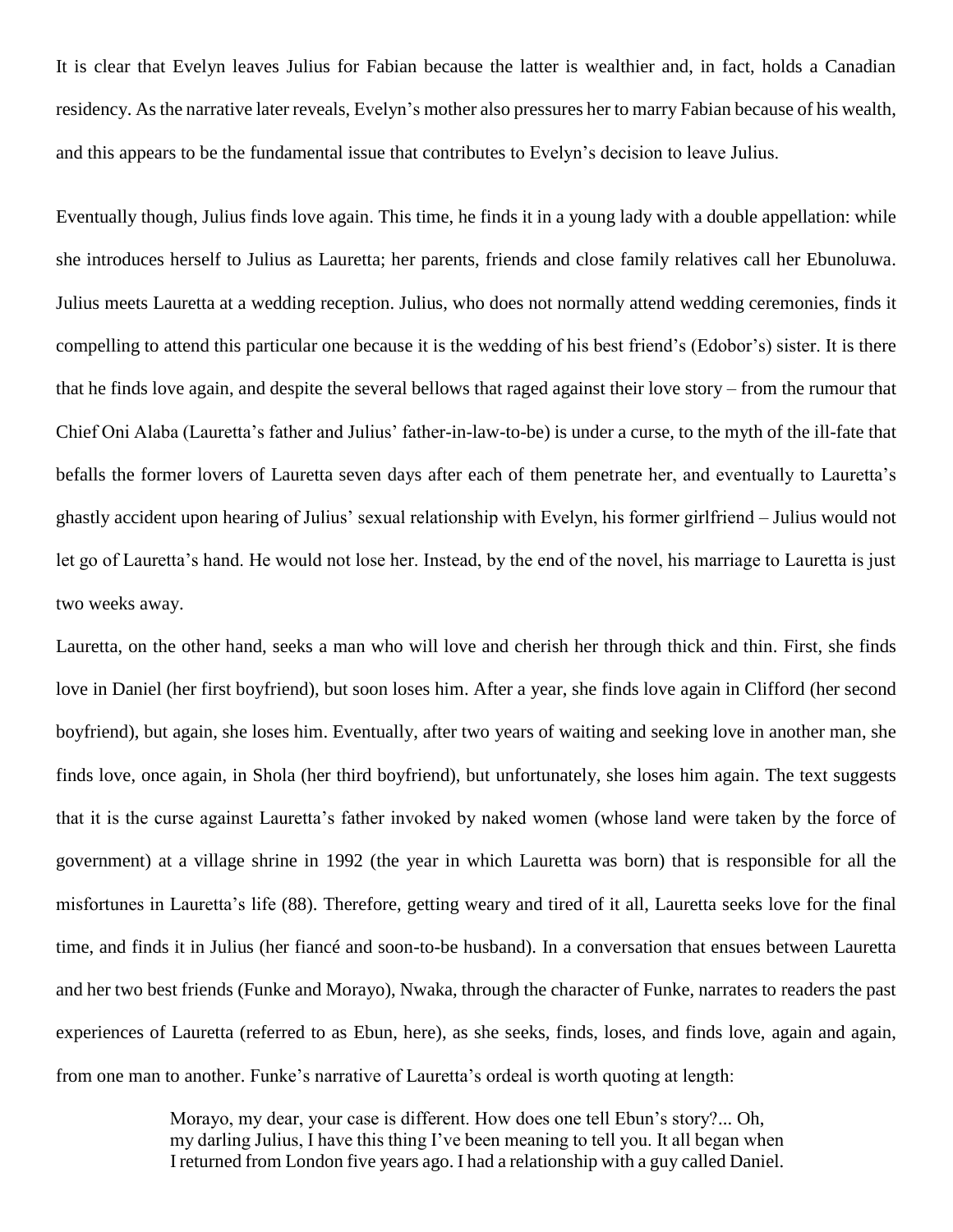It is clear that Evelyn leaves Julius for Fabian because the latter is wealthier and, in fact, holds a Canadian residency. As the narrative later reveals, Evelyn's mother also pressures her to marry Fabian because of his wealth, and this appears to be the fundamental issue that contributes to Evelyn's decision to leave Julius.

Eventually though, Julius finds love again. This time, he finds it in a young lady with a double appellation: while she introduces herself to Julius as Lauretta; her parents, friends and close family relatives call her Ebunoluwa. Julius meets Lauretta at a wedding reception. Julius, who does not normally attend wedding ceremonies, finds it compelling to attend this particular one because it is the wedding of his best friend's (Edobor's) sister. It is there that he finds love again, and despite the several bellows that raged against their love story – from the rumour that Chief Oni Alaba (Lauretta's father and Julius' father-in-law-to-be) is under a curse, to the myth of the ill-fate that befalls the former lovers of Lauretta seven days after each of them penetrate her, and eventually to Lauretta's ghastly accident upon hearing of Julius' sexual relationship with Evelyn, his former girlfriend – Julius would not let go of Lauretta's hand. He would not lose her. Instead, by the end of the novel, his marriage to Lauretta is just two weeks away.

Lauretta, on the other hand, seeks a man who will love and cherish her through thick and thin. First, she finds love in Daniel (her first boyfriend), but soon loses him. After a year, she finds love again in Clifford (her second boyfriend), but again, she loses him. Eventually, after two years of waiting and seeking love in another man, she finds love, once again, in Shola (her third boyfriend), but unfortunately, she loses him again. The text suggests that it is the curse against Lauretta's father invoked by naked women (whose land were taken by the force of government) at a village shrine in 1992 (the year in which Lauretta was born) that is responsible for all the misfortunes in Lauretta's life (88). Therefore, getting weary and tired of it all, Lauretta seeks love for the final time, and finds it in Julius (her fiancé and soon-to-be husband). In a conversation that ensues between Lauretta and her two best friends (Funke and Morayo), Nwaka, through the character of Funke, narrates to readers the past experiences of Lauretta (referred to as Ebun, here), as she seeks, finds, loses, and finds love, again and again, from one man to another. Funke's narrative of Lauretta's ordeal is worth quoting at length:

> Morayo, my dear, your case is different. How does one tell Ebun's story?... Oh, my darling Julius, I have this thing I've been meaning to tell you. It all began when I returned from London five years ago. I had a relationship with a guy called Daniel.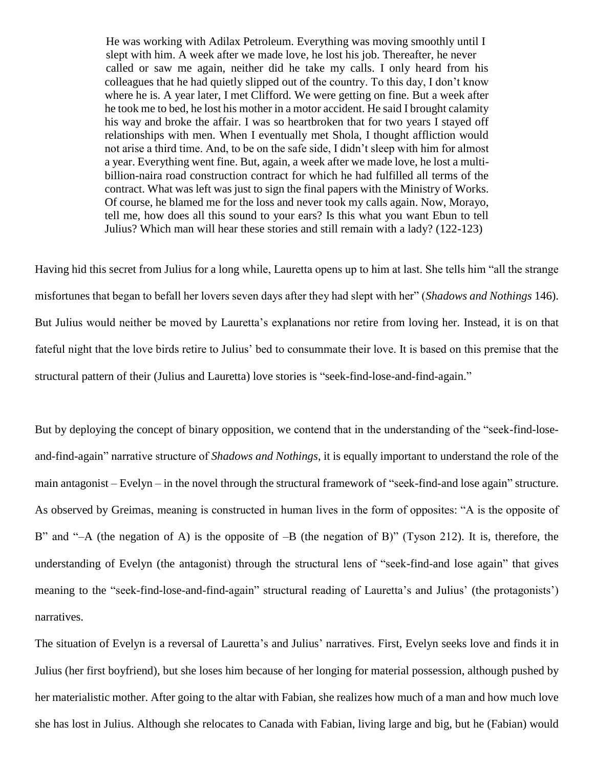> He was working with Adilax Petroleum. Everything was moving smoothly until I slept with him. A week after we made love, he lost his job. Thereafter, he never called or saw me again, neither did he take my calls. I only heard from his colleagues that he had quietly slipped out of the country. To this day, I don't know where he is. A year later, I met Clifford. We were getting on fine. But a week after he took me to bed, he lost his mother in a motor accident. He said I brought calamity his way and broke the affair. I was so heartbroken that for two years I stayed off relationships with men. When I eventually met Shola, I thought affliction would not arise a third time. And, to be on the safe side, I didn't sleep with him for almost a year. Everything went fine. But, again, a week after we made love, he lost a multi-billion-naira road construction contract for which he had fulfilled all terms of the contract. What was left was just to sign the final papers with the Ministry of Works. Of course, he blamed me for the loss and never took my calls again. Now, Morayo, tell me, how does all this sound to your ears? Is this what you want Ebun to tell Julius? Which man will hear these stories and still remain with a lady? (122-123)

Having hid this secret from Julius for a long while, Lauretta opens up to him at last. She tells him "all the strange misfortunes that began to befall her lovers seven days after they had slept with her" (*Shadows and Nothings* 146). But Julius would neither be moved by Lauretta's explanations nor retire from loving her. Instead, it is on that fateful night that the love birds retire to Julius' bed to consummate their love. It is based on this premise that the structural pattern of their (Julius and Lauretta) love stories is "seek-find-lose-and-find-again."

But by deploying the concept of binary opposition, we contend that in the understanding of the "seek-find-lose-and-find-again" narrative structure of *Shadows and Nothings*, it is equally important to understand the role of the main antagonist – Evelyn – in the novel through the structural framework of "seek-find-and lose again" structure. As observed by Greimas, meaning is constructed in human lives in the form of opposites: "A is the opposite of B" and "–A (the negation of A) is the opposite of –B (the negation of B)" (Tyson 212). It is, therefore, the understanding of Evelyn (the antagonist) through the structural lens of "seek-find-and lose again" that gives meaning to the "seek-find-lose-and-find-again" structural reading of Lauretta's and Julius' (the protagonists') narratives.

The situation of Evelyn is a reversal of Lauretta's and Julius' narratives. First, Evelyn seeks love and finds it in Julius (her first boyfriend), but she loses him because of her longing for material possession, although pushed by her materialistic mother. After going to the altar with Fabian, she realizes how much of a man and how much love she has lost in Julius. Although she relocates to Canada with Fabian, living large and big, but he (Fabian) would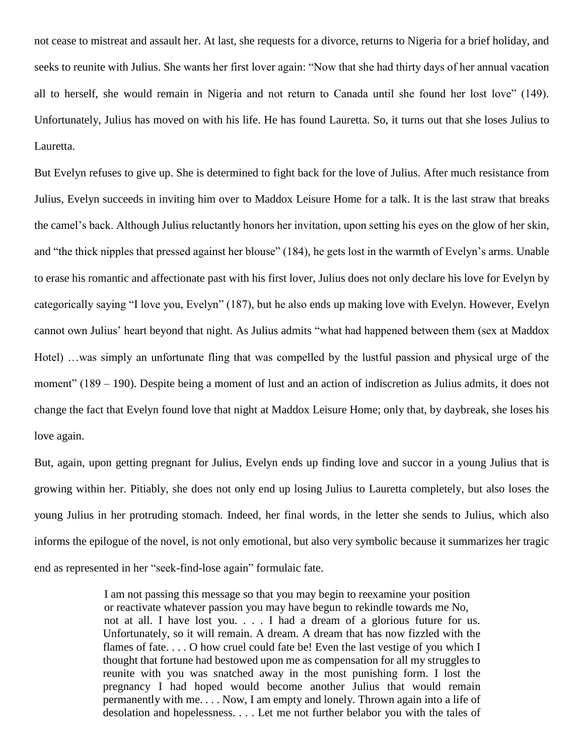not cease to mistreat and assault her. At last, she requests for a divorce, returns to Nigeria for a brief holiday, and seeks to reunite with Julius. She wants her first lover again: "Now that she had thirty days of her annual vacation all to herself, she would remain in Nigeria and not return to Canada until she found her lost love" (149). Unfortunately, Julius has moved on with his life. He has found Lauretta. So, it turns out that she loses Julius to Lauretta.

But Evelyn refuses to give up. She is determined to fight back for the love of Julius. After much resistance from Julius, Evelyn succeeds in inviting him over to Maddox Leisure Home for a talk. It is the last straw that breaks the camel's back. Although Julius reluctantly honors her invitation, upon setting his eyes on the glow of her skin, and "the thick nipples that pressed against her blouse" (184), he gets lost in the warmth of Evelyn's arms. Unable to erase his romantic and affectionate past with his first lover, Julius does not only declare his love for Evelyn by categorically saying "I love you, Evelyn" (187), but he also ends up making love with Evelyn. However, Evelyn cannot own Julius' heart beyond that night. As Julius admits "what had happened between them (sex at Maddox Hotel) …was simply an unfortunate fling that was compelled by the lustful passion and physical urge of the moment" (189 – 190). Despite being a moment of lust and an action of indiscretion as Julius admits, it does not change the fact that Evelyn found love that night at Maddox Leisure Home; only that, by daybreak, she loses his love again.

But, again, upon getting pregnant for Julius, Evelyn ends up finding love and succor in a young Julius that is growing within her. Pitiably, she does not only end up losing Julius to Lauretta completely, but also loses the young Julius in her protruding stomach. Indeed, her final words, in the letter she sends to Julius, which also informs the epilogue of the novel, is not only emotional, but also very symbolic because it summarizes her tragic end as represented in her "seek-find-lose again" formulaic fate.

> I am not passing this message so that you may begin to reexamine your position or reactivate whatever passion you may have begun to rekindle towards me No, not at all. I have lost you. . . . I had a dream of a glorious future for us. Unfortunately, so it will remain. A dream. A dream that has now fizzled with the flames of fate. . . . O how cruel could fate be! Even the last vestige of you which I thought that fortune had bestowed upon me as compensation for all my struggles to reunite with you was snatched away in the most punishing form. I lost the pregnancy I had hoped would become another Julius that would remain permanently with me. . . . Now, I am empty and lonely. Thrown again into a life of desolation and hopelessness. . . . Let me not further belabor you with the tales of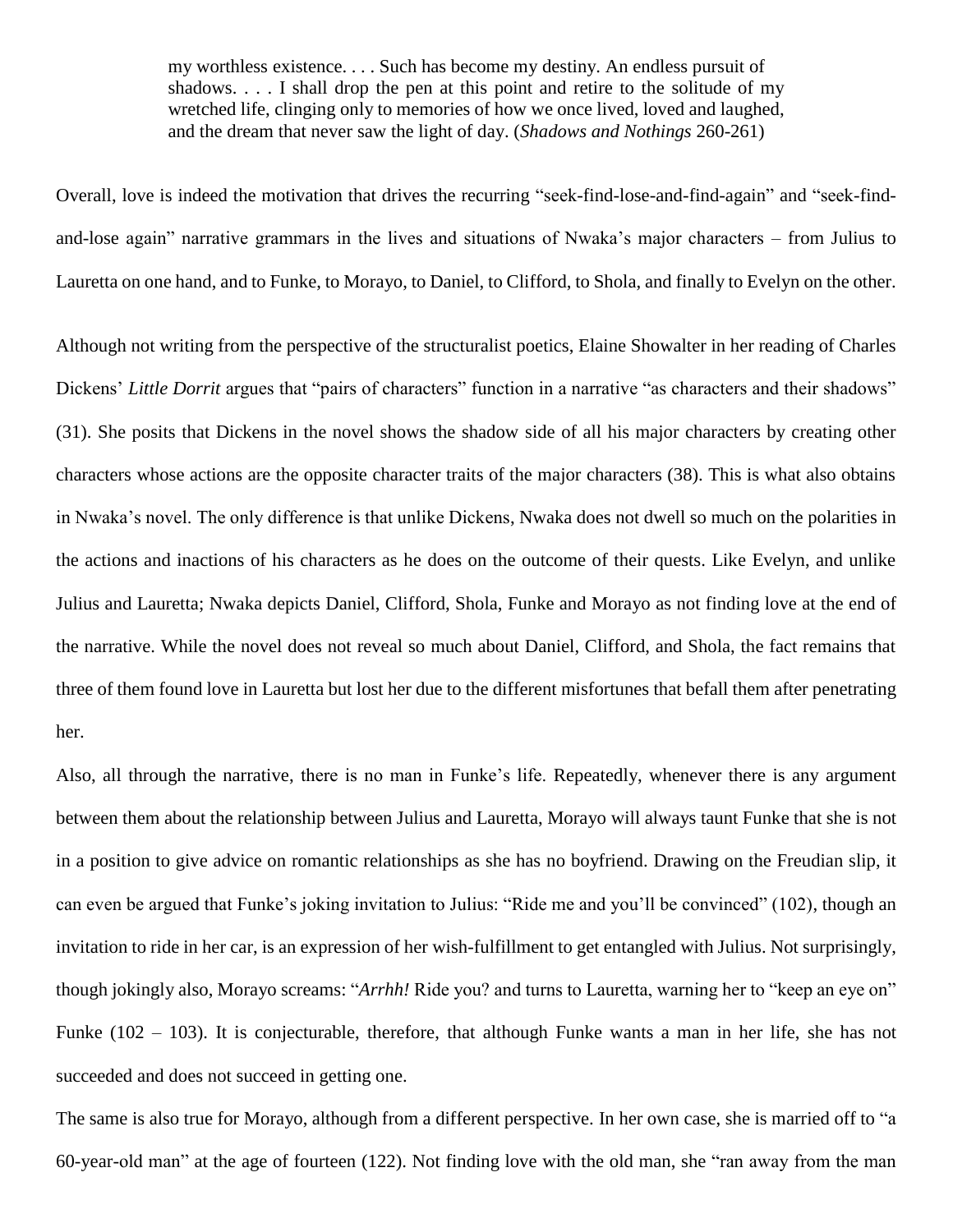> my worthless existence. . . . Such has become my destiny. An endless pursuit of shadows. . . . I shall drop the pen at this point and retire to the solitude of my wretched life, clinging only to memories of how we once lived, loved and laughed, and the dream that never saw the light of day. (*Shadows and Nothings* 260-261)

Overall, love is indeed the motivation that drives the recurring "seek-find-lose-and-find-again" and "seek-find-and-lose again" narrative grammars in the lives and situations of Nwaka's major characters – from Julius to Lauretta on one hand, and to Funke, to Morayo, to Daniel, to Clifford, to Shola, and finally to Evelyn on the other.

Although not writing from the perspective of the structuralist poetics, Elaine Showalter in her reading of Charles Dickens' *Little Dorrit* argues that "pairs of characters" function in a narrative "as characters and their shadows" (31). She posits that Dickens in the novel shows the shadow side of all his major characters by creating other characters whose actions are the opposite character traits of the major characters (38). This is what also obtains in Nwaka's novel. The only difference is that unlike Dickens, Nwaka does not dwell so much on the polarities in the actions and inactions of his characters as he does on the outcome of their quests. Like Evelyn, and unlike Julius and Lauretta; Nwaka depicts Daniel, Clifford, Shola, Funke and Morayo as not finding love at the end of the narrative. While the novel does not reveal so much about Daniel, Clifford, and Shola, the fact remains that three of them found love in Lauretta but lost her due to the different misfortunes that befall them after penetrating her.

Also, all through the narrative, there is no man in Funke's life. Repeatedly, whenever there is any argument between them about the relationship between Julius and Lauretta, Morayo will always taunt Funke that she is not in a position to give advice on romantic relationships as she has no boyfriend. Drawing on the Freudian slip, it can even be argued that Funke's joking invitation to Julius: "Ride me and you'll be convinced" (102), though an invitation to ride in her car, is an expression of her wish-fulfillment to get entangled with Julius. Not surprisingly, though jokingly also, Morayo screams: "*Arrhh!* Ride you? and turns to Lauretta, warning her to "keep an eye on" Funke (102 – 103). It is conjecturable, therefore, that although Funke wants a man in her life, she has not succeeded and does not succeed in getting one.

The same is also true for Morayo, although from a different perspective. In her own case, she is married off to "a 60-year-old man" at the age of fourteen (122). Not finding love with the old man, she "ran away from the man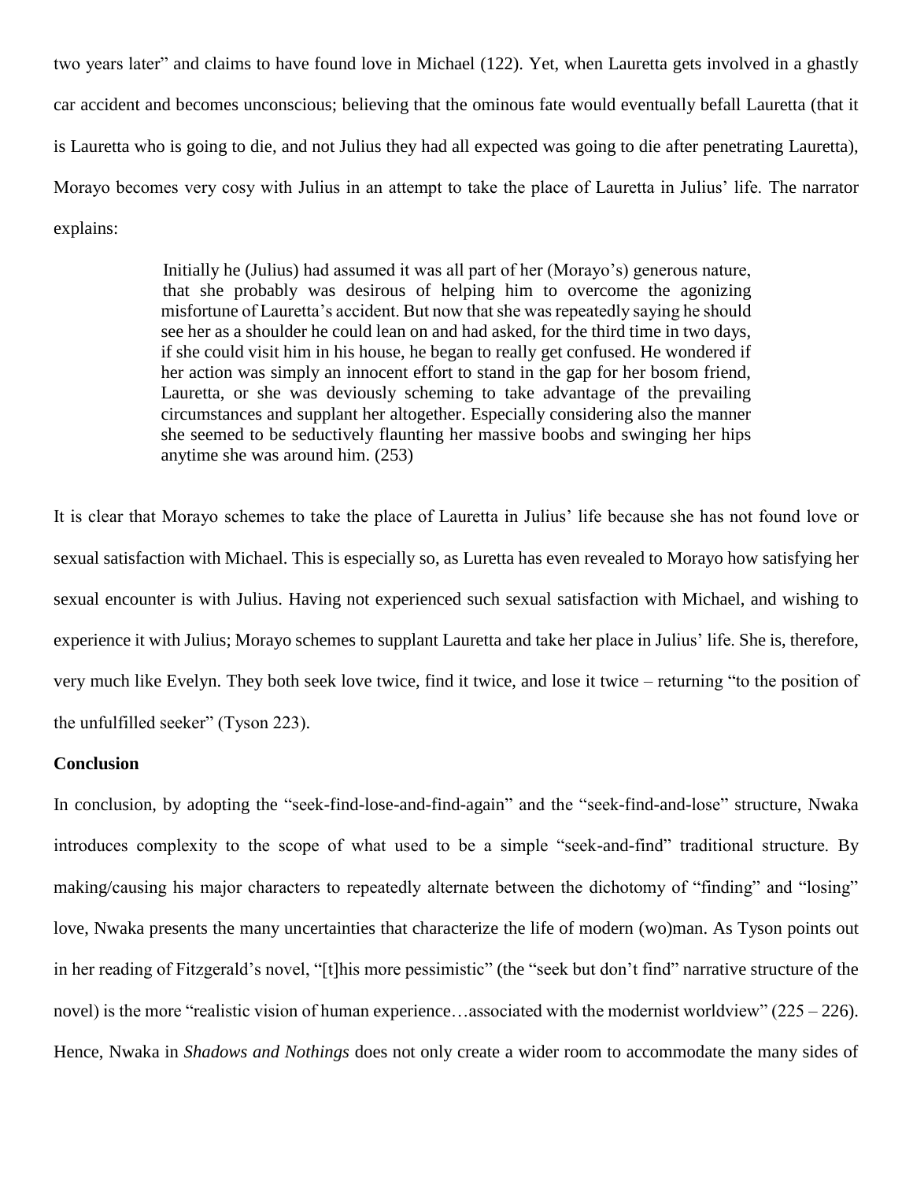two years later" and claims to have found love in Michael (122). Yet, when Lauretta gets involved in a ghastly car accident and becomes unconscious; believing that the ominous fate would eventually befall Lauretta (that it is Lauretta who is going to die, and not Julius they had all expected was going to die after penetrating Lauretta), Morayo becomes very cosy with Julius in an attempt to take the place of Lauretta in Julius' life. The narrator explains:

> Initially he (Julius) had assumed it was all part of her (Morayo's) generous nature, that she probably was desirous of helping him to overcome the agonizing misfortune of Lauretta's accident. But now that she was repeatedly saying he should see her as a shoulder he could lean on and had asked, for the third time in two days, if she could visit him in his house, he began to really get confused. He wondered if her action was simply an innocent effort to stand in the gap for her bosom friend, Lauretta, or she was deviously scheming to take advantage of the prevailing circumstances and supplant her altogether. Especially considering also the manner she seemed to be seductively flaunting her massive boobs and swinging her hips anytime she was around him. (253)

It is clear that Morayo schemes to take the place of Lauretta in Julius' life because she has not found love or sexual satisfaction with Michael. This is especially so, as Luretta has even revealed to Morayo how satisfying her sexual encounter is with Julius. Having not experienced such sexual satisfaction with Michael, and wishing to experience it with Julius; Morayo schemes to supplant Lauretta and take her place in Julius' life. She is, therefore, very much like Evelyn. They both seek love twice, find it twice, and lose it twice – returning "to the position of the unfulfilled seeker" (Tyson 223).

**Conclusion**

In conclusion, by adopting the "seek-find-lose-and-find-again" and the "seek-find-and-lose" structure, Nwaka introduces complexity to the scope of what used to be a simple "seek-and-find" traditional structure. By making/causing his major characters to repeatedly alternate between the dichotomy of "finding" and "losing" love, Nwaka presents the many uncertainties that characterize the life of modern (wo)man. As Tyson points out in her reading of Fitzgerald's novel, "[t]his more pessimistic" (the "seek but don't find" narrative structure of the novel) is the more "realistic vision of human experience…associated with the modernist worldview" (225 – 226). Hence, Nwaka in *Shadows and Nothings* does not only create a wider room to accommodate the many sides of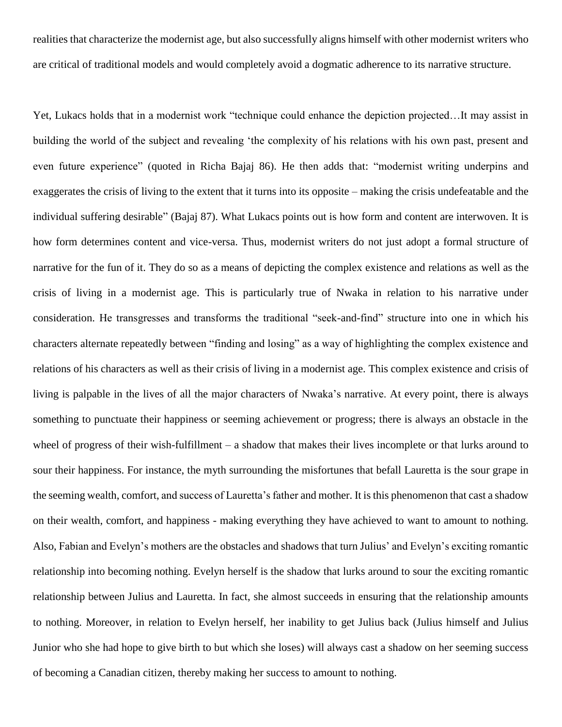realities that characterize the modernist age, but also successfully aligns himself with other modernist writers who are critical of traditional models and would completely avoid a dogmatic adherence to its narrative structure.

Yet, Lukacs holds that in a modernist work "technique could enhance the depiction projected…It may assist in building the world of the subject and revealing 'the complexity of his relations with his own past, present and even future experience" (quoted in Richa Bajaj 86). He then adds that: "modernist writing underpins and exaggerates the crisis of living to the extent that it turns into its opposite – making the crisis undefeatable and the individual suffering desirable" (Bajaj 87). What Lukacs points out is how form and content are interwoven. It is how form determines content and vice-versa. Thus, modernist writers do not just adopt a formal structure of narrative for the fun of it. They do so as a means of depicting the complex existence and relations as well as the crisis of living in a modernist age. This is particularly true of Nwaka in relation to his narrative under consideration. He transgresses and transforms the traditional "seek-and-find" structure into one in which his characters alternate repeatedly between "finding and losing" as a way of highlighting the complex existence and relations of his characters as well as their crisis of living in a modernist age. This complex existence and crisis of living is palpable in the lives of all the major characters of Nwaka's narrative. At every point, there is always something to punctuate their happiness or seeming achievement or progress; there is always an obstacle in the wheel of progress of their wish-fulfillment – a shadow that makes their lives incomplete or that lurks around to sour their happiness. For instance, the myth surrounding the misfortunes that befall Lauretta is the sour grape in the seeming wealth, comfort, and success of Lauretta's father and mother. It is this phenomenon that cast a shadow on their wealth, comfort, and happiness - making everything they have achieved to want to amount to nothing. Also, Fabian and Evelyn's mothers are the obstacles and shadows that turn Julius' and Evelyn's exciting romantic relationship into becoming nothing. Evelyn herself is the shadow that lurks around to sour the exciting romantic relationship between Julius and Lauretta. In fact, she almost succeeds in ensuring that the relationship amounts to nothing. Moreover, in relation to Evelyn herself, her inability to get Julius back (Julius himself and Julius Junior who she had hope to give birth to but which she loses) will always cast a shadow on her seeming success of becoming a Canadian citizen, thereby making her success to amount to nothing.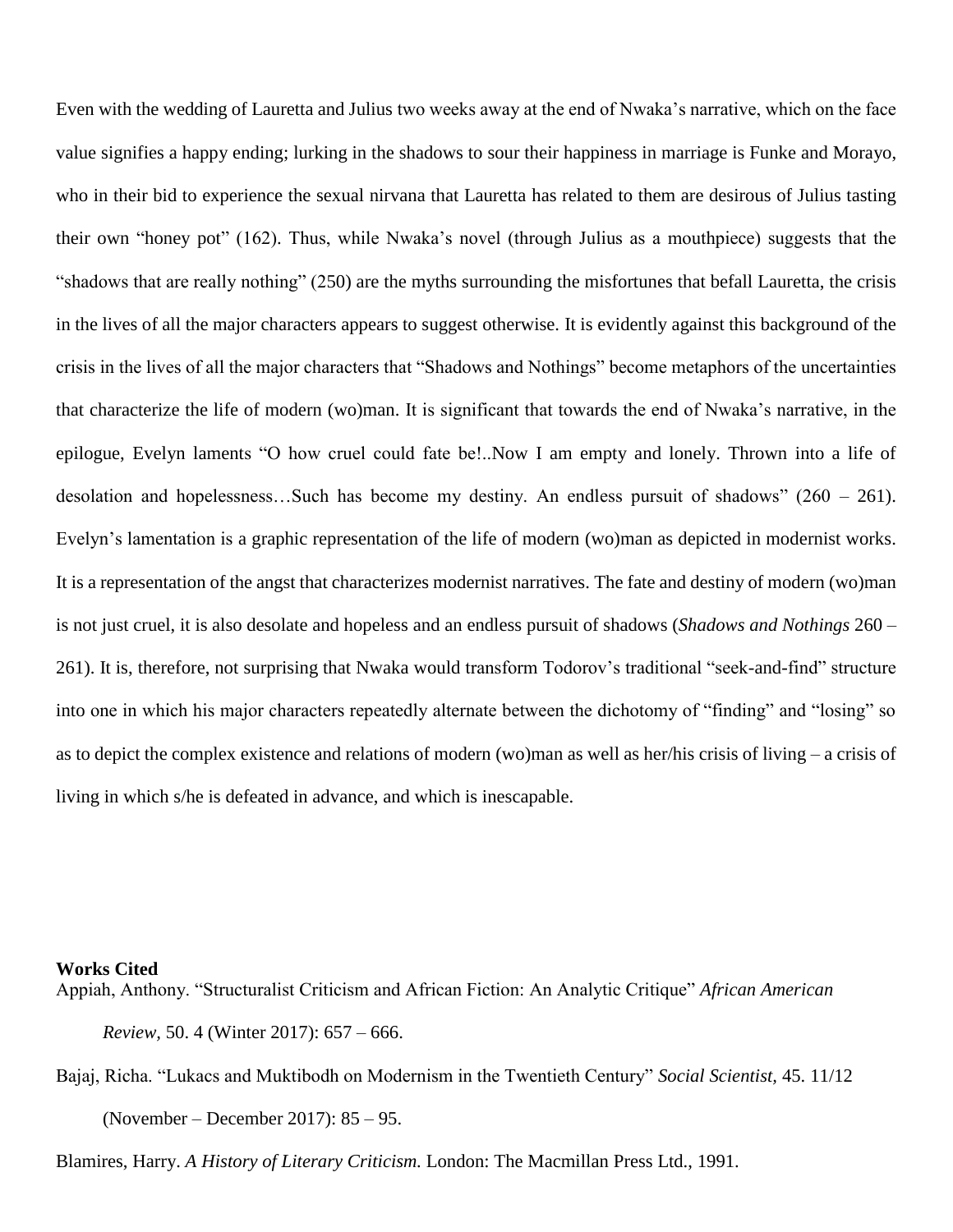Even with the wedding of Lauretta and Julius two weeks away at the end of Nwaka's narrative, which on the face value signifies a happy ending; lurking in the shadows to sour their happiness in marriage is Funke and Morayo, who in their bid to experience the sexual nirvana that Lauretta has related to them are desirous of Julius tasting their own "honey pot" (162). Thus, while Nwaka's novel (through Julius as a mouthpiece) suggests that the "shadows that are really nothing" (250) are the myths surrounding the misfortunes that befall Lauretta, the crisis in the lives of all the major characters appears to suggest otherwise. It is evidently against this background of the crisis in the lives of all the major characters that "Shadows and Nothings" become metaphors of the uncertainties that characterize the life of modern (wo)man. It is significant that towards the end of Nwaka's narrative, in the epilogue, Evelyn laments "O how cruel could fate be!..Now I am empty and lonely. Thrown into a life of desolation and hopelessness…Such has become my destiny. An endless pursuit of shadows" (260 – 261). Evelyn's lamentation is a graphic representation of the life of modern (wo)man as depicted in modernist works. It is a representation of the angst that characterizes modernist narratives. The fate and destiny of modern (wo)man is not just cruel, it is also desolate and hopeless and an endless pursuit of shadows (*Shadows and Nothings* 260 – 261). It is, therefore, not surprising that Nwaka would transform Todorov's traditional "seek-and-find" structure into one in which his major characters repeatedly alternate between the dichotomy of "finding" and "losing" so as to depict the complex existence and relations of modern (wo)man as well as her/his crisis of living – a crisis of living in which s/he is defeated in advance, and which is inescapable.

**Works Cited**

Appiah, Anthony. "Structuralist Criticism and African Fiction: An Analytic Critique" *African American Review,* 50. 4 (Winter 2017): 657 – 666.

Bajaj, Richa. "Lukacs and Muktibodh on Modernism in the Twentieth Century" *Social Scientist,* 45. 11/12 (November – December 2017): 85 – 95.

Blamires, Harry. *A History of Literary Criticism.* London: The Macmillan Press Ltd., 1991.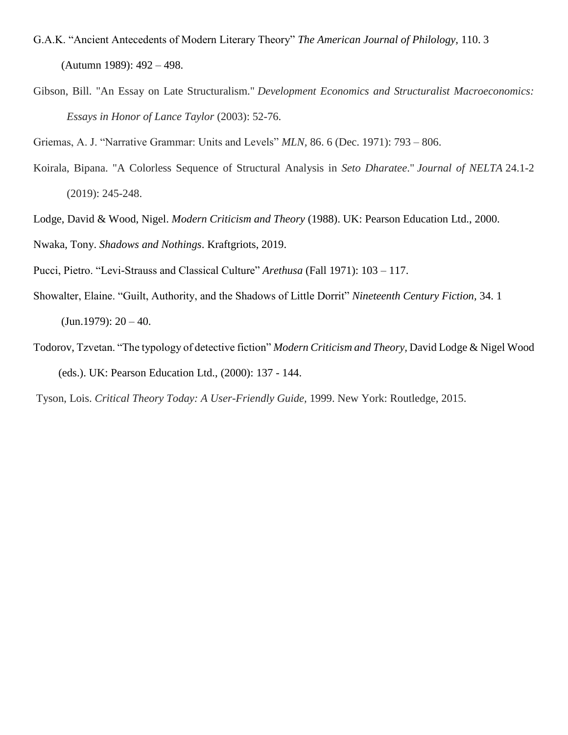G.A.K. "Ancient Antecedents of Modern Literary Theory" *The American Journal of Philology,* 110. 3 (Autumn 1989): 492 – 498.

Gibson, Bill. "An Essay on Late Structuralism." *Development Economics and Structuralist Macroeconomics: Essays in Honor of Lance Taylor* (2003): 52-76.

Griemas, A. J. "Narrative Grammar: Units and Levels" *MLN*, 86. 6 (Dec. 1971): 793 – 806.

Koirala, Bipana. "A Colorless Sequence of Structural Analysis in *Seto Dharatee*." *Journal of NELTA* 24.1-2 (2019): 245-248.

Lodge, David & Wood, Nigel. *Modern Criticism and Theory* (1988). UK: Pearson Education Ltd., 2000.

Nwaka, Tony. *Shadows and Nothings*. Kraftgriots, 2019.

Pucci, Pietro. "Levi-Strauss and Classical Culture" *Arethusa* (Fall 1971): 103 – 117.

Showalter, Elaine. "Guilt, Authority, and the Shadows of Little Dorrit" *Nineteenth Century Fiction,* 34. 1 (Jun.1979): 20 – 40.

Todorov, Tzvetan. "The typology of detective fiction" *Modern Criticism and Theory,* David Lodge & Nigel Wood (eds.). UK: Pearson Education Ltd., (2000): 137 - 144.

Tyson, Lois. *Critical Theory Today: A User-Friendly Guide,* 1999. New York: Routledge, 2015.